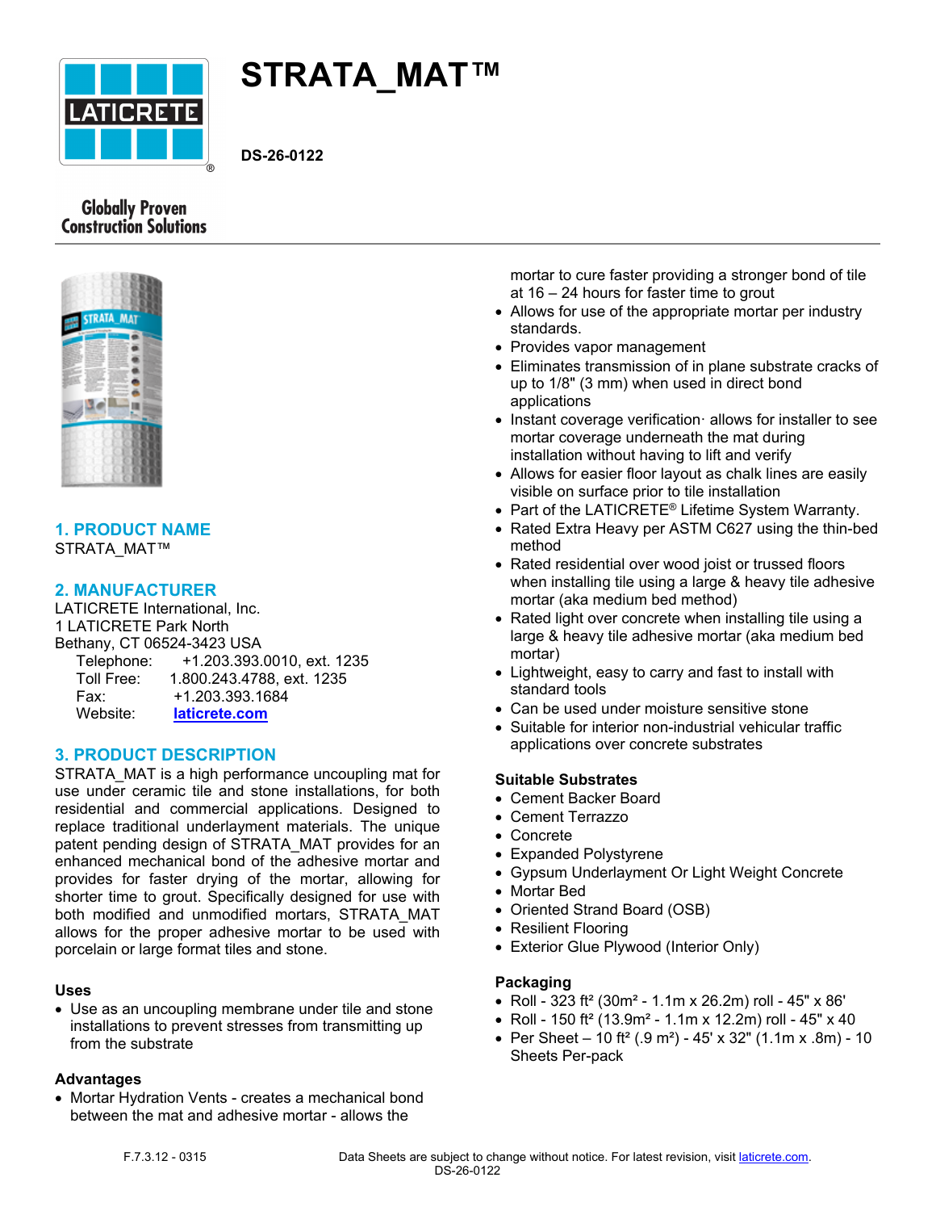# STRATA_MAT™

**DS-26-0122**

Globally Proven Construction Solutions

## 1. PRODUCT NAME

STRATA_MAT™

## 2. MANUFACTURER

LATICRETE International, Inc.
1 LATICRETE Park North
Bethany, CT 06524-3423 USA

Telephone: +1.203.393.0010, ext. 1235
Toll Free: 1.800.243.4788, ext. 1235
Fax: +1.203.393.1684
Website: [laticrete.com](laticrete.com)

## 3. PRODUCT DESCRIPTION

STRATA_MAT is a high performance uncoupling mat for use under ceramic tile and stone installations, for both residential and commercial applications. Designed to replace traditional underlayment materials. The unique patent pending design of STRATA_MAT provides for an enhanced mechanical bond of the adhesive mortar and provides for faster drying of the mortar, allowing for shorter time to grout. Specifically designed for use with both modified and unmodified mortars, STRATA_MAT allows for the proper adhesive mortar to be used with porcelain or large format tiles and stone.

### Uses

- Use as an uncoupling membrane under tile and stone installations to prevent stresses from transmitting up from the substrate

### Advantages

- Mortar Hydration Vents - creates a mechanical bond between the mat and adhesive mortar - allows the mortar to cure faster providing a stronger bond of tile at 16 – 24 hours for faster time to grout
- Allows for use of the appropriate mortar per industry standards.
- Provides vapor management
- Eliminates transmission of in plane substrate cracks of up to 1/8" (3 mm) when used in direct bond applications
- Instant coverage verification· allows for installer to see mortar coverage underneath the mat during installation without having to lift and verify
- Allows for easier floor layout as chalk lines are easily visible on surface prior to tile installation
- Part of the LATICRETE® Lifetime System Warranty.
- Rated Extra Heavy per ASTM C627 using the thin-bed method
- Rated residential over wood joist or trussed floors when installing tile using a large & heavy tile adhesive mortar (aka medium bed method)
- Rated light over concrete when installing tile using a large & heavy tile adhesive mortar (aka medium bed mortar)
- Lightweight, easy to carry and fast to install with standard tools
- Can be used under moisture sensitive stone
- Suitable for interior non-industrial vehicular traffic applications over concrete substrates

### Suitable Substrates

- Cement Backer Board
- Cement Terrazzo
- Concrete
- Expanded Polystyrene
- Gypsum Underlayment Or Light Weight Concrete
- Mortar Bed
- Oriented Strand Board (OSB)
- Resilient Flooring
- Exterior Glue Plywood (Interior Only)

### Packaging

- Roll - 323 ft² (30m² - 1.1m x 26.2m) roll - 45" x 86'
- Roll - 150 ft² (13.9m² - 1.1m x 12.2m) roll - 45" x 40
- Per Sheet – 10 ft² (.9 m²) - 45' x 32" (1.1m x .8m) - 10 Sheets Per-pack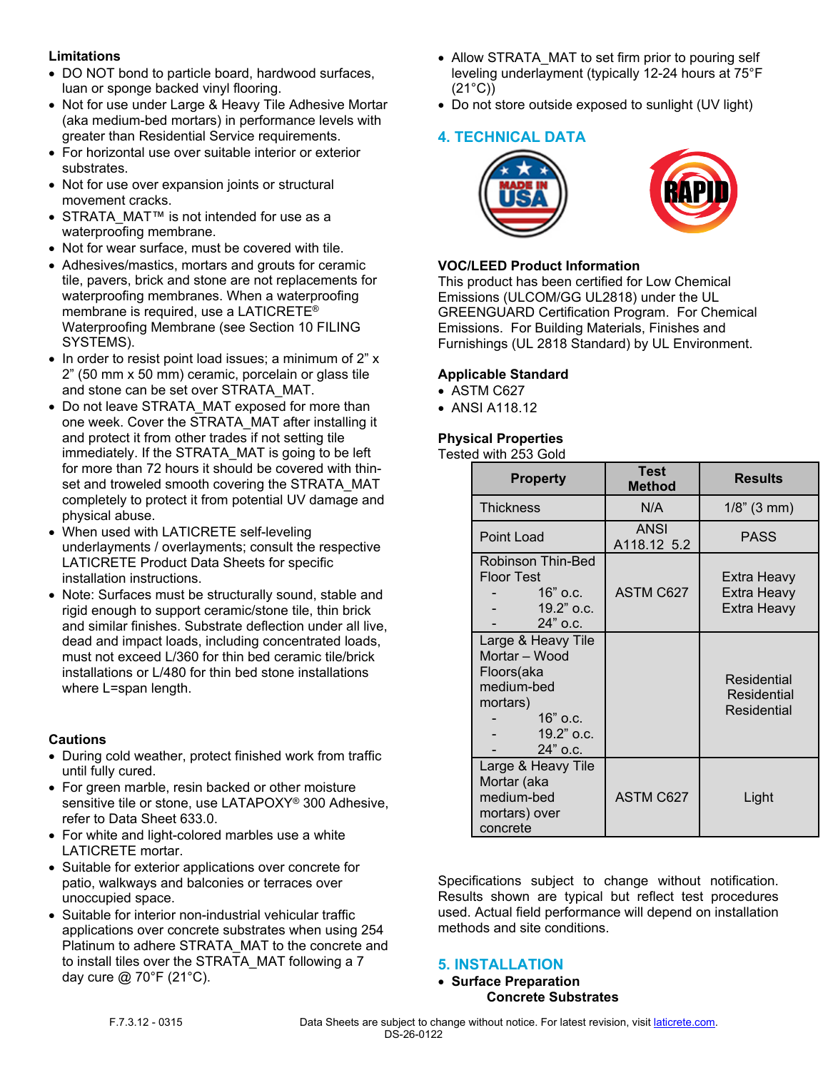### Limitations

- DO NOT bond to particle board, hardwood surfaces, luan or sponge backed vinyl flooring.
- Not for use under Large & Heavy Tile Adhesive Mortar (aka medium-bed mortars) in performance levels with greater than Residential Service requirements.
- For horizontal use over suitable interior or exterior substrates.
- Not for use over expansion joints or structural movement cracks.
- STRATA_MAT™ is not intended for use as a waterproofing membrane.
- Not for wear surface, must be covered with tile.
- Adhesives/mastics, mortars and grouts for ceramic tile, pavers, brick and stone are not replacements for waterproofing membranes. When a waterproofing membrane is required, use a LATICRETE® Waterproofing Membrane (see Section 10 FILING SYSTEMS).
- In order to resist point load issues; a minimum of 2" x 2" (50 mm x 50 mm) ceramic, porcelain or glass tile and stone can be set over STRATA_MAT.
- Do not leave STRATA_MAT exposed for more than one week. Cover the STRATA_MAT after installing it and protect it from other trades if not setting tile immediately. If the STRATA_MAT is going to be left for more than 72 hours it should be covered with thin-set and troweled smooth covering the STRATA_MAT completely to protect it from potential UV damage and physical abuse.
- When used with LATICRETE self-leveling underlayments / overlayments; consult the respective LATICRETE Product Data Sheets for specific installation instructions.
- Note: Surfaces must be structurally sound, stable and rigid enough to support ceramic/stone tile, thin brick and similar finishes. Substrate deflection under all live, dead and impact loads, including concentrated loads, must not exceed L/360 for thin bed ceramic tile/brick installations or L/480 for thin bed stone installations where L=span length.

### Cautions

- During cold weather, protect finished work from traffic until fully cured.
- For green marble, resin backed or other moisture sensitive tile or stone, use LATAPOXY® 300 Adhesive, refer to Data Sheet 633.0.
- For white and light-colored marbles use a white LATICRETE mortar.
- Suitable for exterior applications over concrete for patio, walkways and balconies or terraces over unoccupied space.
- Suitable for interior non-industrial vehicular traffic applications over concrete substrates when using 254 Platinum to adhere STRATA_MAT to the concrete and to install tiles over the STRATA_MAT following a 7 day cure @ 70°F (21°C).
- Allow STRATA_MAT to set firm prior to pouring self leveling underlayment (typically 12-24 hours at 75°F (21°C))
- Do not store outside exposed to sunlight (UV light)

## 4. TECHNICAL DATA

### VOC/LEED Product Information

This product has been certified for Low Chemical Emissions (ULCOM/GG UL2818) under the UL GREENGUARD Certification Program. For Chemical Emissions. For Building Materials, Finishes and Furnishings (UL 2818 Standard) by UL Environment.

### Applicable Standard

- ASTM C627
- ANSI A118.12

### Physical Properties

Tested with 253 Gold

| Property | Test Method | Results |
|---|---|---|
| Thickness | N/A | 1/8" (3 mm) |
| Point Load | ANSI A118.12 5.2 | PASS |
| Robinson Thin-Bed Floor Test<br>- 16" o.c.<br>- 19.2" o.c.<br>- 24" o.c. | ASTM C627 | Extra Heavy<br>Extra Heavy<br>Extra Heavy |
| Large & Heavy Tile Mortar – Wood Floors(aka medium-bed mortars)<br>- 16" o.c.<br>- 19.2" o.c.<br>- 24" o.c. | | Residential<br>Residential<br>Residential |
| Large & Heavy Tile Mortar (aka medium-bed mortars) over concrete | ASTM C627 | Light |

Specifications subject to change without notification. Results shown are typical but reflect test procedures used. Actual field performance will depend on installation methods and site conditions.

## 5. INSTALLATION

- **Surface Preparation**

  **Concrete Substrates**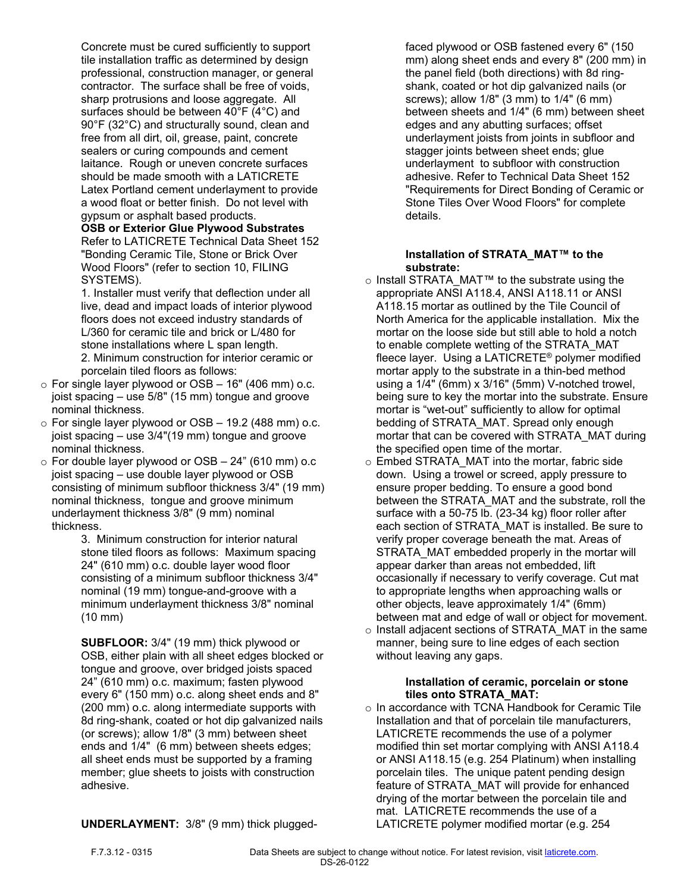Concrete must be cured sufficiently to support tile installation traffic as determined by design professional, construction manager, or general contractor. The surface shall be free of voids, sharp protrusions and loose aggregate. All surfaces should be between 40°F (4°C) and 90°F (32°C) and structurally sound, clean and free from all dirt, oil, grease, paint, concrete sealers or curing compounds and cement laitance. Rough or uneven concrete surfaces should be made smooth with a LATICRETE Latex Portland cement underlayment to provide a wood float or better finish. Do not level with gypsum or asphalt based products.

**OSB or Exterior Glue Plywood Substrates**

Refer to LATICRETE Technical Data Sheet 152 "Bonding Ceramic Tile, Stone or Brick Over Wood Floors" (refer to section 10, FILING SYSTEMS).

1. Installer must verify that deflection under all live, dead and impact loads of interior plywood floors does not exceed industry standards of L/360 for ceramic tile and brick or L/480 for stone installations where L span length.

2. Minimum construction for interior ceramic or porcelain tiled floors as follows:

- For single layer plywood or OSB – 16" (406 mm) o.c. joist spacing – use 5/8" (15 mm) tongue and groove nominal thickness.
- For single layer plywood or OSB – 19.2 (488 mm) o.c. joist spacing – use 3/4"(19 mm) tongue and groove nominal thickness.
- For double layer plywood or OSB – 24" (610 mm) o.c joist spacing – use double layer plywood or OSB consisting of minimum subfloor thickness 3/4" (19 mm) nominal thickness, tongue and groove minimum underlayment thickness 3/8" (9 mm) nominal thickness.

3. Minimum construction for interior natural stone tiled floors as follows: Maximum spacing 24" (610 mm) o.c. double layer wood floor consisting of a minimum subfloor thickness 3/4" nominal (19 mm) tongue-and-groove with a minimum underlayment thickness 3/8" nominal (10 mm)

**SUBFLOOR:** 3/4" (19 mm) thick plywood or OSB, either plain with all sheet edges blocked or tongue and groove, over bridged joists spaced 24" (610 mm) o.c. maximum; fasten plywood every 6" (150 mm) o.c. along sheet ends and 8" (200 mm) o.c. along intermediate supports with 8d ring-shank, coated or hot dip galvanized nails (or screws); allow 1/8" (3 mm) between sheet ends and 1/4" (6 mm) between sheets edges; all sheet ends must be supported by a framing member; glue sheets to joists with construction adhesive.

**UNDERLAYMENT:** 3/8" (9 mm) thick plugged-faced plywood or OSB fastened every 6" (150 mm) along sheet ends and every 8" (200 mm) in the panel field (both directions) with 8d ring-shank, coated or hot dip galvanized nails (or screws); allow 1/8" (3 mm) to 1/4" (6 mm) between sheets and 1/4" (6 mm) between sheet edges and any abutting surfaces; offset underlayment joists from joints in subfloor and stagger joints between sheet ends; glue underlayment to subfloor with construction adhesive. Refer to Technical Data Sheet 152 "Requirements for Direct Bonding of Ceramic or Stone Tiles Over Wood Floors" for complete details.

**Installation of STRATA_MAT™ to the substrate:**

- Install STRATA_MAT™ to the substrate using the appropriate ANSI A118.4, ANSI A118.11 or ANSI A118.15 mortar as outlined by the Tile Council of North America for the applicable installation. Mix the mortar on the loose side but still able to hold a notch to enable complete wetting of the STRATA_MAT fleece layer. Using a LATICRETE® polymer modified mortar apply to the substrate in a thin-bed method using a 1/4" (6mm) x 3/16" (5mm) V-notched trowel, being sure to key the mortar into the substrate. Ensure mortar is "wet-out" sufficiently to allow for optimal bedding of STRATA_MAT. Spread only enough mortar that can be covered with STRATA_MAT during the specified open time of the mortar.
- Embed STRATA_MAT into the mortar, fabric side down. Using a trowel or screed, apply pressure to ensure proper bedding. To ensure a good bond between the STRATA_MAT and the substrate, roll the surface with a 50-75 lb. (23-34 kg) floor roller after each section of STRATA_MAT is installed. Be sure to verify proper coverage beneath the mat. Areas of STRATA_MAT embedded properly in the mortar will appear darker than areas not embedded, lift occasionally if necessary to verify coverage. Cut mat to appropriate lengths when approaching walls or other objects, leave approximately 1/4" (6mm) between mat and edge of wall or object for movement.
- Install adjacent sections of STRATA_MAT in the same manner, being sure to line edges of each section without leaving any gaps.

**Installation of ceramic, porcelain or stone tiles onto STRATA_MAT:**

- In accordance with TCNA Handbook for Ceramic Tile Installation and that of porcelain tile manufacturers, LATICRETE recommends the use of a polymer modified thin set mortar complying with ANSI A118.4 or ANSI A118.15 (e.g. 254 Platinum) when installing porcelain tiles. The unique patent pending design feature of STRATA_MAT will provide for enhanced drying of the mortar between the porcelain tile and mat. LATICRETE recommends the use of a LATICRETE polymer modified mortar (e.g. 254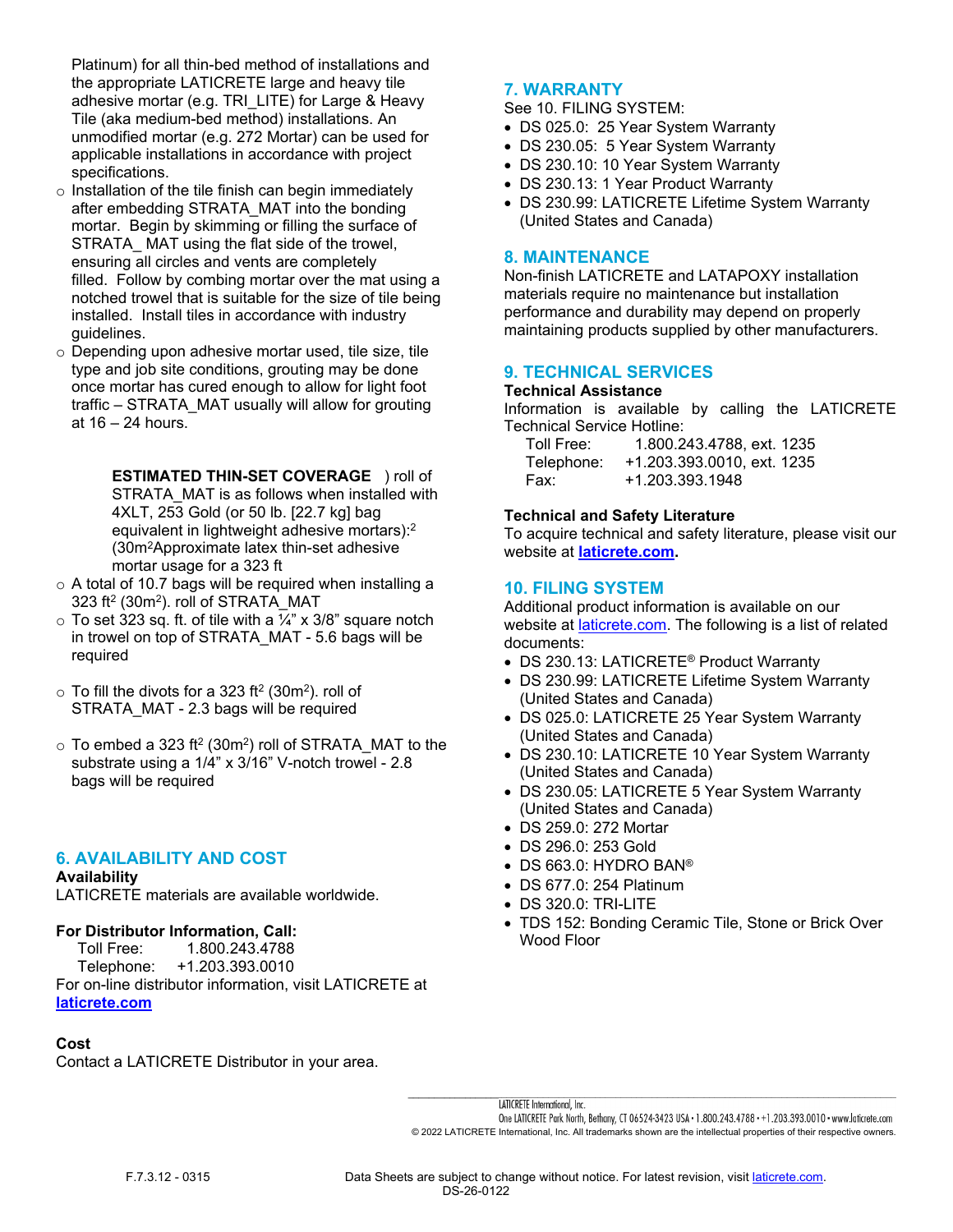Platinum) for all thin-bed method of installations and the appropriate LATICRETE large and heavy tile adhesive mortar (e.g. TRI_LITE) for Large & Heavy Tile (aka medium-bed method) installations. An unmodified mortar (e.g. 272 Mortar) can be used for applicable installations in accordance with project specifications.

- Installation of the tile finish can begin immediately after embedding STRATA_MAT into the bonding mortar. Begin by skimming or filling the surface of STRATA_ MAT using the flat side of the trowel, ensuring all circles and vents are completely filled. Follow by combing mortar over the mat using a notched trowel that is suitable for the size of tile being installed. Install tiles in accordance with industry guidelines.
- Depending upon adhesive mortar used, tile size, tile type and job site conditions, grouting may be done once mortar has cured enough to allow for light foot traffic – STRATA_MAT usually will allow for grouting at 16 – 24 hours.

**ESTIMATED THIN-SET COVERAGE** ) roll of STRATA_MAT is as follows when installed with 4XLT, 253 Gold (or 50 lb. [22.7 kg] bag equivalent in lightweight adhesive mortars):[2] (30m$^2$Approximate latex thin-set adhesive mortar usage for a 323 ft

- A total of 10.7 bags will be required when installing a 323 ft$^2$ (30m$^2$). roll of STRATA_MAT
- To set 323 sq. ft. of tile with a ¼" x 3/8" square notch in trowel on top of STRATA_MAT - 5.6 bags will be required
- To fill the divots for a 323 ft$^2$ (30m$^2$). roll of STRATA_MAT - 2.3 bags will be required
- To embed a 323 ft$^2$ (30m$^2$) roll of STRATA_MAT to the substrate using a 1/4" x 3/16" V-notch trowel - 2.8 bags will be required

## 6. AVAILABILITY AND COST

**Availability**

LATICRETE materials are available worldwide.

**For Distributor Information, Call:**

Toll Free: 1.800.243.4788
Telephone: +1.203.393.0010

For on-line distributor information, visit LATICRETE at **laticrete.com**

**Cost**

Contact a LATICRETE Distributor in your area.

## 7. WARRANTY

See 10. FILING SYSTEM:

- DS 025.0: 25 Year System Warranty
- DS 230.05: 5 Year System Warranty
- DS 230.10: 10 Year System Warranty
- DS 230.13: 1 Year Product Warranty
- DS 230.99: LATICRETE Lifetime System Warranty (United States and Canada)

## 8. MAINTENANCE

Non-finish LATICRETE and LATAPOXY installation materials require no maintenance but installation performance and durability may depend on properly maintaining products supplied by other manufacturers.

## 9. TECHNICAL SERVICES

**Technical Assistance**

Information is available by calling the LATICRETE Technical Service Hotline:

Toll Free: 1.800.243.4788, ext. 1235
Telephone: +1.203.393.0010, ext. 1235
Fax: +1.203.393.1948

**Technical and Safety Literature**

To acquire technical and safety literature, please visit our website at **laticrete.com**.

## 10. FILING SYSTEM

Additional product information is available on our website at laticrete.com. The following is a list of related documents:

- DS 230.13: LATICRETE® Product Warranty
- DS 230.99: LATICRETE Lifetime System Warranty (United States and Canada)
- DS 025.0: LATICRETE 25 Year System Warranty (United States and Canada)
- DS 230.10: LATICRETE 10 Year System Warranty (United States and Canada)
- DS 230.05: LATICRETE 5 Year System Warranty (United States and Canada)
- DS 259.0: 272 Mortar
- DS 296.0: 253 Gold
- DS 663.0: HYDRO BAN®
- DS 677.0: 254 Platinum
- DS 320.0: TRI-LITE
- TDS 152: Bonding Ceramic Tile, Stone or Brick Over Wood Floor

LATICRETE International, Inc.
One LATICRETE Park North, Bethany, CT 06524-3423 USA • 1.800.243.4788 • +1.203.393.0010 • www.laticrete.com
© 2022 LATICRETE International, Inc. All trademarks shown are the intellectual properties of their respective owners.

F.7.3.12 - 0315

Data Sheets are subject to change without notice. For latest revision, visit laticrete.com.
DS-26-0122